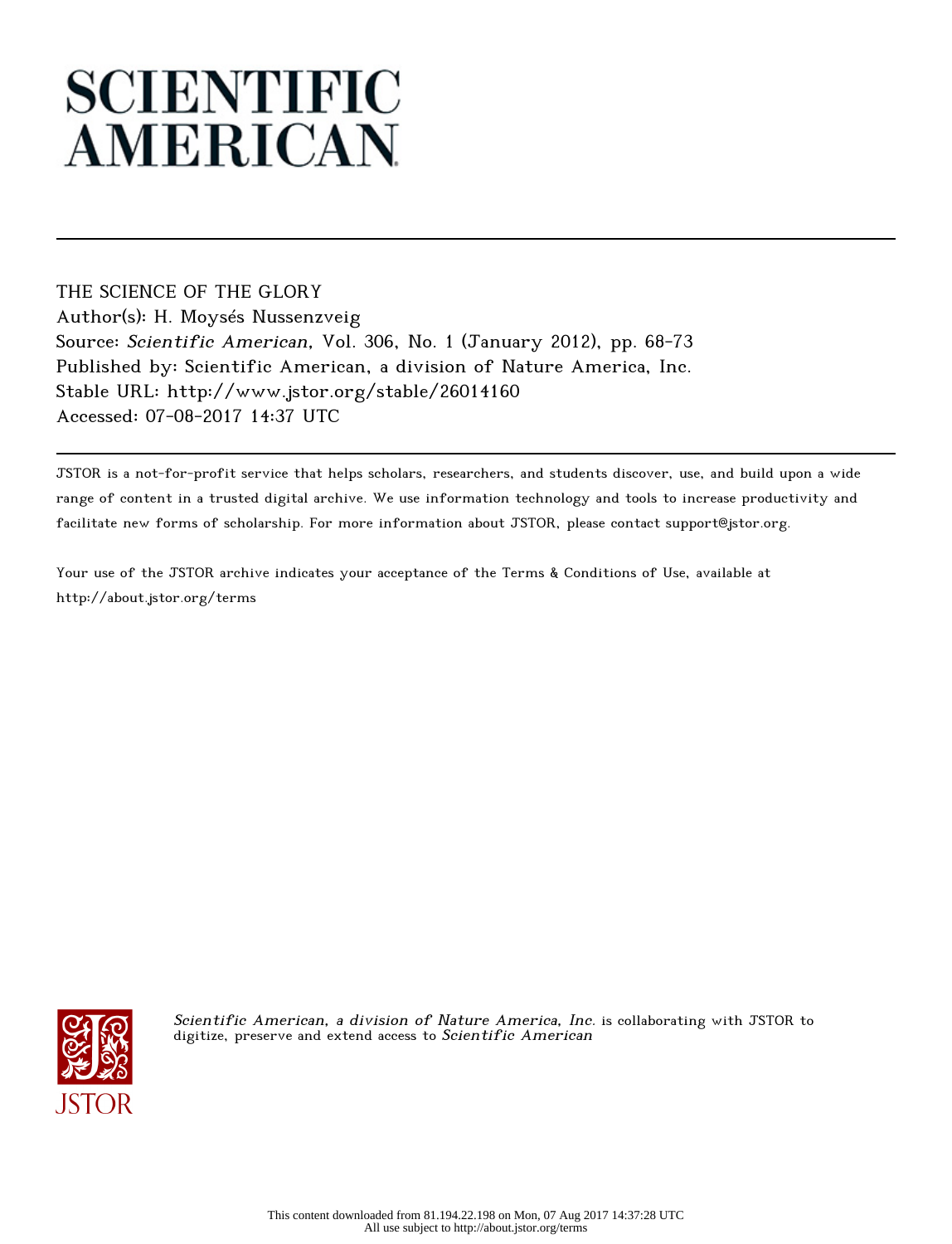# SCIENTIFIC AMERICAN

THE SCIENCE OF THE GLORY
Author(s): H. Moysés Nussenzveig
Source: *Scientific American*, Vol. 306, No. 1 (January 2012), pp. 68-73
Published by: Scientific American, a division of Nature America, Inc.
Stable URL: http://www.jstor.org/stable/26014160
Accessed: 07-08-2017 14:37 UTC

JSTOR is a not-for-profit service that helps scholars, researchers, and students discover, use, and build upon a wide range of content in a trusted digital archive. We use information technology and tools to increase productivity and facilitate new forms of scholarship. For more information about JSTOR, please contact support@jstor.org.

Your use of the JSTOR archive indicates your acceptance of the Terms & Conditions of Use, available at http://about.jstor.org/terms

*Scientific American, a division of Nature America, Inc.* is collaborating with JSTOR to digitize, preserve and extend access to *Scientific American*

This content downloaded from 81.194.22.198 on Mon, 07 Aug 2017 14:37:28 UTC
All use subject to http://about.jstor.org/terms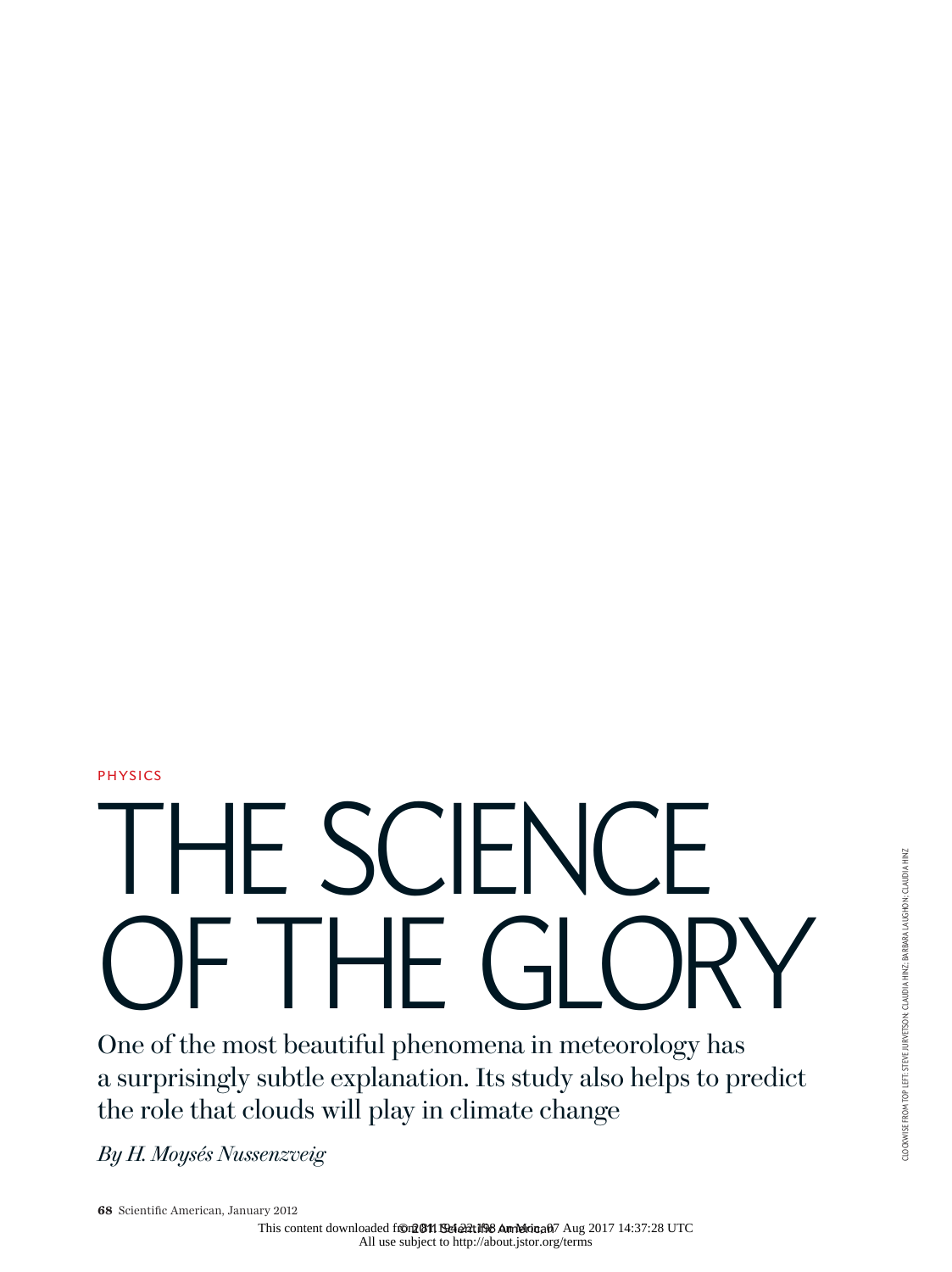PHYSICS

# THE SCIENCE OF THE GLORY

One of the most beautiful phenomena in meteorology has a surprisingly subtle explanation. Its study also helps to predict the role that clouds will play in climate change

*By H. Moysés Nussenzveig*

CLOCKWISE FROM TOP LEFT: STEVE JURVETSON; CLAUDIA HINZ; BARBARA LAUGHON; CLAUDIA HINZ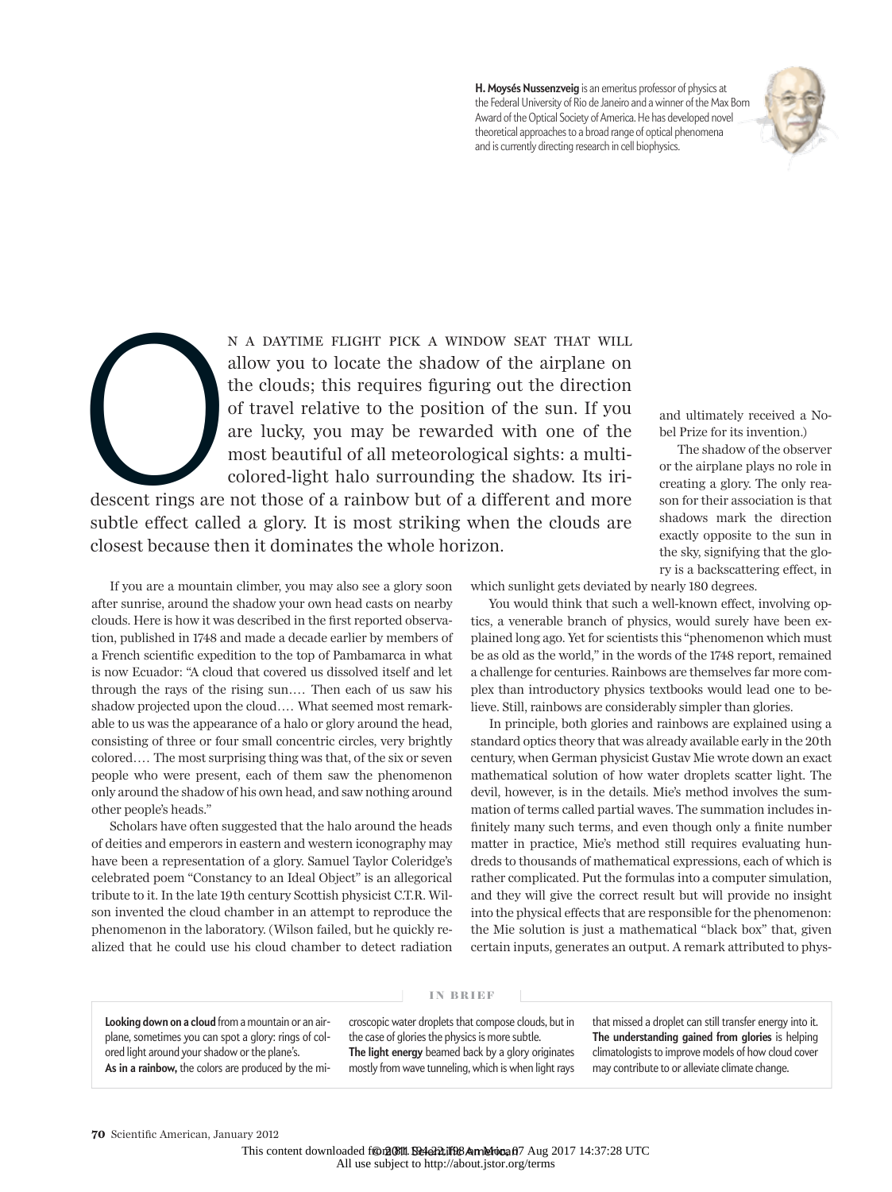**H. Moysés Nussenzveig** is an emeritus professor of physics at the Federal University of Rio de Janeiro and a winner of the Max Born Award of the Optical Society of America. He has developed novel theoretical approaches to a broad range of optical phenomena and is currently directing research in cell biophysics.

On a daytime flight pick a window seat that will allow you to locate the shadow of the airplane on the clouds; this requires figuring out the direction of travel relative to the position of the sun. If you are lucky, you may be rewarded with one of the most beautiful of all meteorological sights: a multicolored-light halo surrounding the shadow. Its iridescent rings are not those of a rainbow but of a different and more subtle effect called a glory. It is most striking when the clouds are closest because then it dominates the whole horizon.

If you are a mountain climber, you may also see a glory soon after sunrise, around the shadow your own head casts on nearby clouds. Here is how it was described in the first reported observation, published in 1748 and made a decade earlier by members of a French scientific expedition to the top of Pambamarca in what is now Ecuador: "A cloud that covered us dissolved itself and let through the rays of the rising sun.… Then each of us saw his shadow projected upon the cloud.… What seemed most remarkable to us was the appearance of a halo or glory around the head, consisting of three or four small concentric circles, very brightly colored.… The most surprising thing was that, of the six or seven people who were present, each of them saw the phenomenon only around the shadow of his own head, and saw nothing around other people's heads."

Scholars have often suggested that the halo around the heads of deities and emperors in eastern and western iconography may have been a representation of a glory. Samuel Taylor Coleridge's celebrated poem "Constancy to an Ideal Object" is an allegorical tribute to it. In the late 19th century Scottish physicist C.T.R. Wilson invented the cloud chamber in an attempt to reproduce the phenomenon in the laboratory. (Wilson failed, but he quickly realized that he could use his cloud chamber to detect radiation and ultimately received a Nobel Prize for its invention.)

The shadow of the observer or the airplane plays no role in creating a glory. The only reason for their association is that shadows mark the direction exactly opposite to the sun in the sky, signifying that the glory is a backscattering effect, in which sunlight gets deviated by nearly 180 degrees.

You would think that such a well-known effect, involving optics, a venerable branch of physics, would surely have been explained long ago. Yet for scientists this "phenomenon which must be as old as the world," in the words of the 1748 report, remained a challenge for centuries. Rainbows are themselves far more complex than introductory physics textbooks would lead one to believe. Still, rainbows are considerably simpler than glories.

In principle, both glories and rainbows are explained using a standard optics theory that was already available early in the 20th century, when German physicist Gustav Mie wrote down an exact mathematical solution of how water droplets scatter light. The devil, however, is in the details. Mie's method involves the summation of terms called partial waves. The summation includes infinitely many such terms, and even though only a finite number matter in practice, Mie's method still requires evaluating hundreds to thousands of mathematical expressions, each of which is rather complicated. Put the formulas into a computer simulation, and they will give the correct result but will provide no insight into the physical effects that are responsible for the phenomenon: the Mie solution is just a mathematical "black box" that, given certain inputs, generates an output. A remark attributed to phys-

**IN BRIEF**

**Looking down on a cloud** from a mountain or an airplane, sometimes you can spot a glory: rings of colored light around your shadow or the plane's.

**As in a rainbow,** the colors are produced by the microscopic water droplets that compose clouds, but in the case of glories the physics is more subtle.

**The light energy** beamed back by a glory originates mostly from wave tunneling, which is when light rays that missed a droplet can still transfer energy into it.

**The understanding gained from glories** is helping climatologists to improve models of how cloud cover may contribute to or alleviate climate change.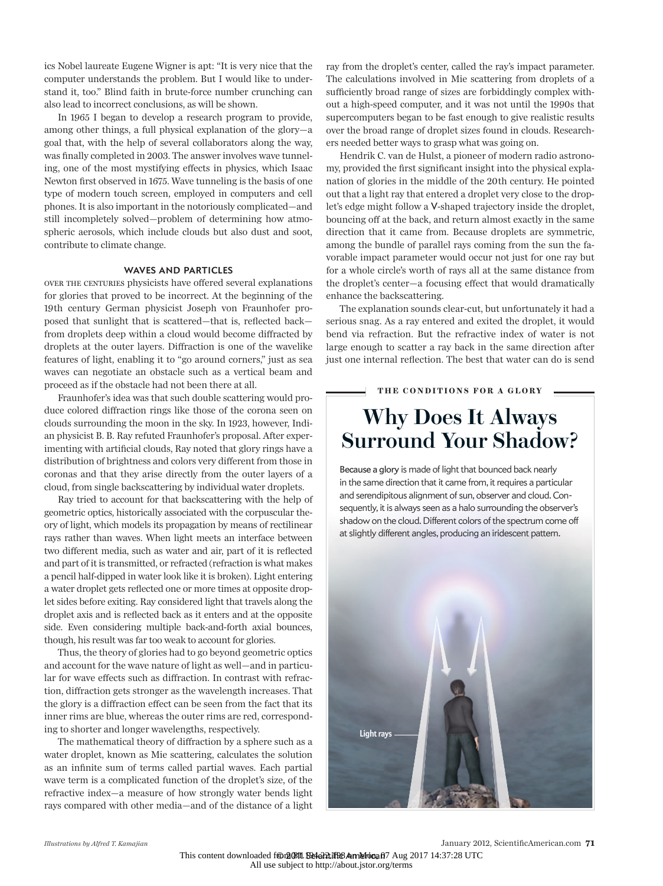ics Nobel laureate Eugene Wigner is apt: "It is very nice that the computer understands the problem. But I would like to understand it, too." Blind faith in brute-force number crunching can also lead to incorrect conclusions, as will be shown.

In 1965 I began to develop a research program to provide, among other things, a full physical explanation of the glory—a goal that, with the help of several collaborators along the way, was finally completed in 2003. The answer involves wave tunneling, one of the most mystifying effects in physics, which Isaac Newton first observed in 1675. Wave tunneling is the basis of one type of modern touch screen, employed in computers and cell phones. It is also important in the notoriously complicated—and still incompletely solved—problem of determining how atmospheric aerosols, which include clouds but also dust and soot, contribute to climate change.

## WAVES AND PARTICLES

OVER THE CENTURIES physicists have offered several explanations for glories that proved to be incorrect. At the beginning of the 19th century German physicist Joseph von Fraunhofer proposed that sunlight that is scattered—that is, reflected back—from droplets deep within a cloud would become diffracted by droplets at the outer layers. Diffraction is one of the wavelike features of light, enabling it to "go around corners," just as sea waves can negotiate an obstacle such as a vertical beam and proceed as if the obstacle had not been there at all.

Fraunhofer's idea was that such double scattering would produce colored diffraction rings like those of the corona seen on clouds surrounding the moon in the sky. In 1923, however, Indian physicist B. B. Ray refuted Fraunhofer's proposal. After experimenting with artificial clouds, Ray noted that glory rings have a distribution of brightness and colors very different from those in coronas and that they arise directly from the outer layers of a cloud, from single backscattering by individual water droplets.

Ray tried to account for that backscattering with the help of geometric optics, historically associated with the corpuscular theory of light, which models its propagation by means of rectilinear rays rather than waves. When light meets an interface between two different media, such as water and air, part of it is reflected and part of it is transmitted, or refracted (refraction is what makes a pencil half-dipped in water look like it is broken). Light entering a water droplet gets reflected one or more times at opposite droplet sides before exiting. Ray considered light that travels along the droplet axis and is reflected back as it enters and at the opposite side. Even considering multiple back-and-forth axial bounces, though, his result was far too weak to account for glories.

Thus, the theory of glories had to go beyond geometric optics and account for the wave nature of light as well—and in particular for wave effects such as diffraction. In contrast with refraction, diffraction gets stronger as the wavelength increases. That the glory is a diffraction effect can be seen from the fact that its inner rims are blue, whereas the outer rims are red, corresponding to shorter and longer wavelengths, respectively.

The mathematical theory of diffraction by a sphere such as a water droplet, known as Mie scattering, calculates the solution as an infinite sum of terms called partial waves. Each partial wave term is a complicated function of the droplet's size, of the refractive index—a measure of how strongly water bends light rays compared with other media—and of the distance of a light ray from the droplet's center, called the ray's impact parameter. The calculations involved in Mie scattering from droplets of a sufficiently broad range of sizes are forbiddingly complex without a high-speed computer, and it was not until the 1990s that supercomputers began to be fast enough to give realistic results over the broad range of droplet sizes found in clouds. Researchers needed better ways to grasp what was going on.

Hendrik C. van de Hulst, a pioneer of modern radio astronomy, provided the first significant insight into the physical explanation of glories in the middle of the 20th century. He pointed out that a light ray that entered a droplet very close to the droplet's edge might follow a V-shaped trajectory inside the droplet, bouncing off at the back, and return almost exactly in the same direction that it came from. Because droplets are symmetric, among the bundle of parallel rays coming from the sun the favorable impact parameter would occur not just for one ray but for a whole circle's worth of rays all at the same distance from the droplet's center—a focusing effect that would dramatically enhance the backscattering.

The explanation sounds clear-cut, but unfortunately it had a serious snag. As a ray entered and exited the droplet, it would bend via refraction. But the refractive index of water is not large enough to scatter a ray back in the same direction after just one internal reflection. The best that water can do is send

**THE CONDITIONS FOR A GLORY**

## Why Does It Always Surround Your Shadow?

**Because a glory** is made of light that bounced back nearly in the same direction that it came from, it requires a particular and serendipitous alignment of sun, observer and cloud. Consequently, it is always seen as a halo surrounding the observer's shadow on the cloud. Different colors of the spectrum come off at slightly different angles, producing an iridescent pattern.

Light rays

*Illustrations by Alfred T. Kamajian*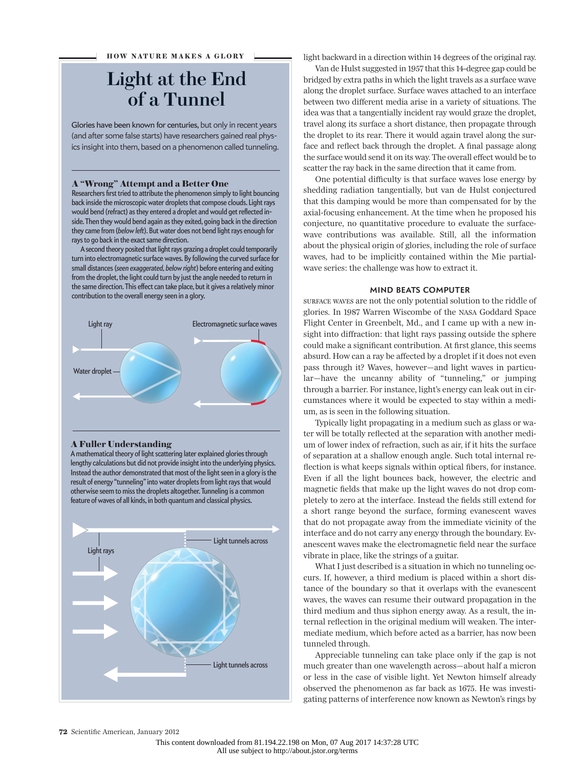HOW NATURE MAKES A GLORY

# Light at the End of a Tunnel

Glories have been known for centuries, but only in recent years (and after some false starts) have researchers gained real physics insight into them, based on a phenomenon called tunneling.

### A "Wrong" Attempt and a Better One

Researchers first tried to attribute the phenomenon simply to light bouncing back inside the microscopic water droplets that compose clouds. Light rays would bend (refract) as they entered a droplet and would get reflected inside. Then they would bend again as they exited, going back in the direction they came from (*below left*). But water does not bend light rays enough for rays to go back in the exact same direction.

A second theory posited that light rays grazing a droplet could temporarily turn into electromagnetic surface waves. By following the curved surface for small distances (*seen exaggerated, below right*) before entering and exiting from the droplet, the light could turn by just the angle needed to return in the same direction. This effect can take place, but it gives a relatively minor contribution to the overall energy seen in a glory.

Light ray

Water droplet

Electromagnetic surface waves

### A Fuller Understanding

A mathematical theory of light scattering later explained glories through lengthy calculations but did not provide insight into the underlying physics. Instead the author demonstrated that most of the light seen in a glory is the result of energy "tunneling" into water droplets from light rays that would otherwise seem to miss the droplets altogether. Tunneling is a common feature of waves of all kinds, in both quantum and classical physics.

Light rays

Light tunnels across

Light tunnels across

light backward in a direction within 14 degrees of the original ray.

Van de Hulst suggested in 1957 that this 14-degree gap could be bridged by extra paths in which the light travels as a surface wave along the droplet surface. Surface waves attached to an interface between two different media arise in a variety of situations. The idea was that a tangentially incident ray would graze the droplet, travel along its surface a short distance, then propagate through the droplet to its rear. There it would again travel along the surface and reflect back through the droplet. A final passage along the surface would send it on its way. The overall effect would be to scatter the ray back in the same direction that it came from.

One potential difficulty is that surface waves lose energy by shedding radiation tangentially, but van de Hulst conjectured that this damping would be more than compensated for by the axial-focusing enhancement. At the time when he proposed his conjecture, no quantitative procedure to evaluate the surface-wave contributions was available. Still, all the information about the physical origin of glories, including the role of surface waves, had to be implicitly contained within the Mie partial-wave series: the challenge was how to extract it.

## MIND BEATS COMPUTER

SURFACE WAVES are not the only potential solution to the riddle of glories. In 1987 Warren Wiscombe of the NASA Goddard Space Flight Center in Greenbelt, Md., and I came up with a new insight into diffraction: that light rays passing outside the sphere could make a significant contribution. At first glance, this seems absurd. How can a ray be affected by a droplet if it does not even pass through it? Waves, however—and light waves in particular—have the uncanny ability of "tunneling," or jumping through a barrier. For instance, light's energy can leak out in circumstances where it would be expected to stay within a medium, as is seen in the following situation.

Typically light propagating in a medium such as glass or water will be totally reflected at the separation with another medium of lower index of refraction, such as air, if it hits the surface of separation at a shallow enough angle. Such total internal reflection is what keeps signals within optical fibers, for instance. Even if all the light bounces back, however, the electric and magnetic fields that make up the light waves do not drop completely to zero at the interface. Instead the fields still extend for a short range beyond the surface, forming evanescent waves that do not propagate away from the immediate vicinity of the interface and do not carry any energy through the boundary. Evanescent waves make the electromagnetic field near the surface vibrate in place, like the strings of a guitar.

What I just described is a situation in which no tunneling occurs. If, however, a third medium is placed within a short distance of the boundary so that it overlaps with the evanescent waves, the waves can resume their outward propagation in the third medium and thus siphon energy away. As a result, the internal reflection in the original medium will weaken. The intermediate medium, which before acted as a barrier, has now been tunneled through.

Appreciable tunneling can take place only if the gap is not much greater than one wavelength across—about half a micron or less in the case of visible light. Yet Newton himself already observed the phenomenon as far back as 1675. He was investigating patterns of interference now known as Newton's rings by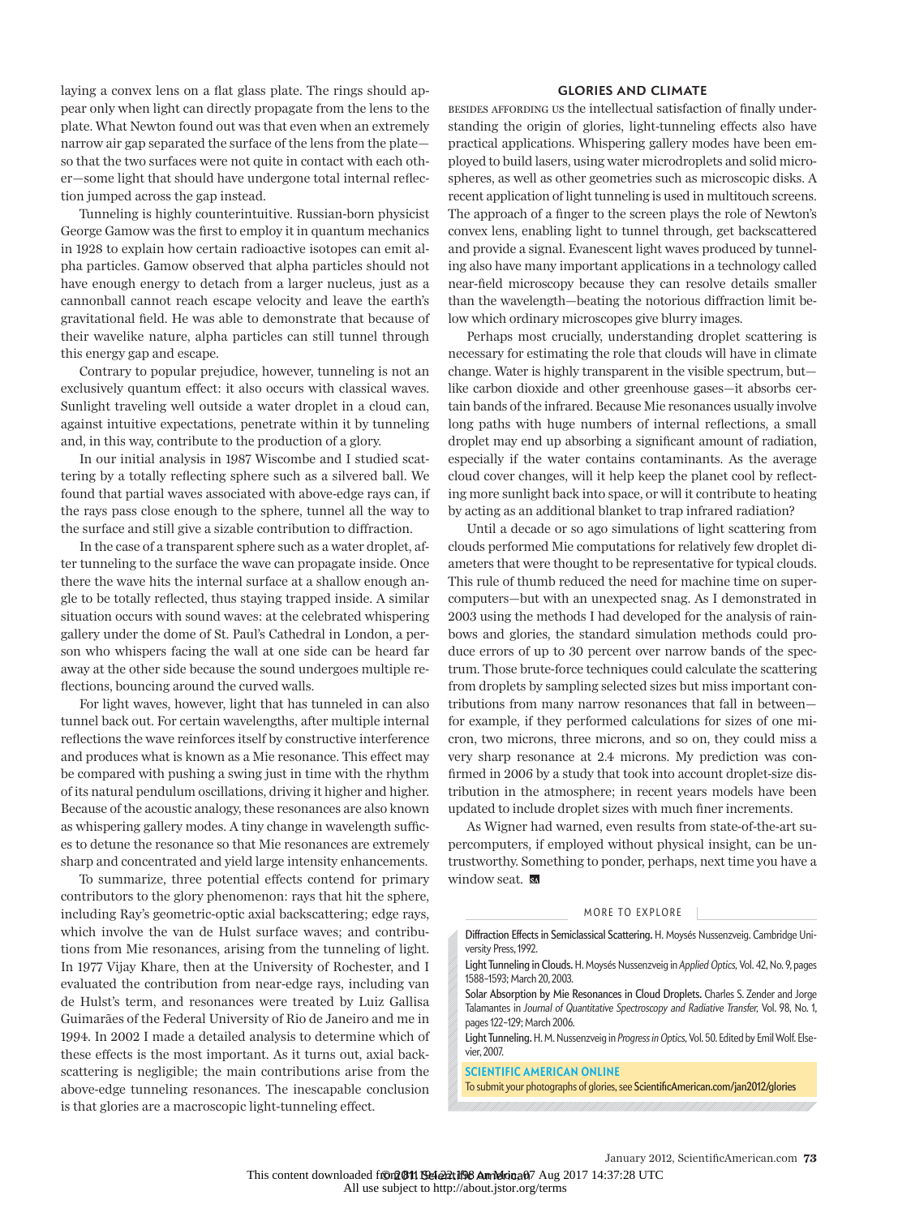laying a convex lens on a flat glass plate. The rings should appear only when light can directly propagate from the lens to the plate. What Newton found out was that even when an extremely narrow air gap separated the surface of the lens from the plate—so that the two surfaces were not quite in contact with each other—some light that should have undergone total internal reflection jumped across the gap instead.

Tunneling is highly counterintuitive. Russian-born physicist George Gamow was the first to employ it in quantum mechanics in 1928 to explain how certain radioactive isotopes can emit alpha particles. Gamow observed that alpha particles should not have enough energy to detach from a larger nucleus, just as a cannonball cannot reach escape velocity and leave the earth's gravitational field. He was able to demonstrate that because of their wavelike nature, alpha particles can still tunnel through this energy gap and escape.

Contrary to popular prejudice, however, tunneling is not an exclusively quantum effect: it also occurs with classical waves. Sunlight traveling well outside a water droplet in a cloud can, against intuitive expectations, penetrate within it by tunneling and, in this way, contribute to the production of a glory.

In our initial analysis in 1987 Wiscombe and I studied scattering by a totally reflecting sphere such as a silvered ball. We found that partial waves associated with above-edge rays can, if the rays pass close enough to the sphere, tunnel all the way to the surface and still give a sizable contribution to diffraction.

In the case of a transparent sphere such as a water droplet, after tunneling to the surface the wave can propagate inside. Once there the wave hits the internal surface at a shallow enough angle to be totally reflected, thus staying trapped inside. A similar situation occurs with sound waves: at the celebrated whispering gallery under the dome of St. Paul's Cathedral in London, a person who whispers facing the wall at one side can be heard far away at the other side because the sound undergoes multiple reflections, bouncing around the curved walls.

For light waves, however, light that has tunneled in can also tunnel back out. For certain wavelengths, after multiple internal reflections the wave reinforces itself by constructive interference and produces what is known as a Mie resonance. This effect may be compared with pushing a swing just in time with the rhythm of its natural pendulum oscillations, driving it higher and higher. Because of the acoustic analogy, these resonances are also known as whispering gallery modes. A tiny change in wavelength suffices to detune the resonance so that Mie resonances are extremely sharp and concentrated and yield large intensity enhancements.

To summarize, three potential effects contend for primary contributors to the glory phenomenon: rays that hit the sphere, including Ray's geometric-optic axial backscattering; edge rays, which involve the van de Hulst surface waves; and contributions from Mie resonances, arising from the tunneling of light. In 1977 Vijay Khare, then at the University of Rochester, and I evaluated the contribution from near-edge rays, including van de Hulst's term, and resonances were treated by Luiz Gallisa Guimarães of the Federal University of Rio de Janeiro and me in 1994. In 2002 I made a detailed analysis to determine which of these effects is the most important. As it turns out, axial backscattering is negligible; the main contributions arise from the above-edge tunneling resonances. The inescapable conclusion is that glories are a macroscopic light-tunneling effect.

## GLORIES AND CLIMATE

BESIDES AFFORDING US the intellectual satisfaction of finally understanding the origin of glories, light-tunneling effects also have practical applications. Whispering gallery modes have been employed to build lasers, using water microdroplets and solid microspheres, as well as other geometries such as microscopic disks. A recent application of light tunneling is used in multitouch screens. The approach of a finger to the screen plays the role of Newton's convex lens, enabling light to tunnel through, get backscattered and provide a signal. Evanescent light waves produced by tunneling also have many important applications in a technology called near-field microscopy because they can resolve details smaller than the wavelength—beating the notorious diffraction limit below which ordinary microscopes give blurry images.

Perhaps most crucially, understanding droplet scattering is necessary for estimating the role that clouds will have in climate change. Water is highly transparent in the visible spectrum, but—like carbon dioxide and other greenhouse gases—it absorbs certain bands of the infrared. Because Mie resonances usually involve long paths with huge numbers of internal reflections, a small droplet may end up absorbing a significant amount of radiation, especially if the water contains contaminants. As the average cloud cover changes, will it help keep the planet cool by reflecting more sunlight back into space, or will it contribute to heating by acting as an additional blanket to trap infrared radiation?

Until a decade or so ago simulations of light scattering from clouds performed Mie computations for relatively few droplet diameters that were thought to be representative for typical clouds. This rule of thumb reduced the need for machine time on supercomputers—but with an unexpected snag. As I demonstrated in 2003 using the methods I had developed for the analysis of rainbows and glories, the standard simulation methods could produce errors of up to 30 percent over narrow bands of the spectrum. Those brute-force techniques could calculate the scattering from droplets by sampling selected sizes but miss important contributions from many narrow resonances that fall in between—for example, if they performed calculations for sizes of one micron, two microns, three microns, and so on, they could miss a very sharp resonance at 2.4 microns. My prediction was confirmed in 2006 by a study that took into account droplet-size distribution in the atmosphere; in recent years models have been updated to include droplet sizes with much finer increments.

As Wigner had warned, even results from state-of-the-art supercomputers, if employed without physical insight, can be untrustworthy. Something to ponder, perhaps, next time you have a window seat.

### MORE TO EXPLORE

**Diffraction Effects in Semiclassical Scattering.** H. Moysés Nussenzveig. Cambridge University Press, 1992.

**Light Tunneling in Clouds.** H. Moysés Nussenzveig in *Applied Optics,* Vol. 42, No. 9, pages 1588–1593; March 20, 2003.

**Solar Absorption by Mie Resonances in Cloud Droplets.** Charles S. Zender and Jorge Talamantes in *Journal of Quantitative Spectroscopy and Radiative Transfer,* Vol. 98, No. 1, pages 122–129; March 2006.

**Light Tunneling.** H. M. Nussenzveig in *Progress in Optics,* Vol. 50. Edited by Emil Wolf. Elsevier, 2007.

**SCIENTIFIC AMERICAN ONLINE**
To submit your photographs of glories, see ScientificAmerican.com/jan2012/glories